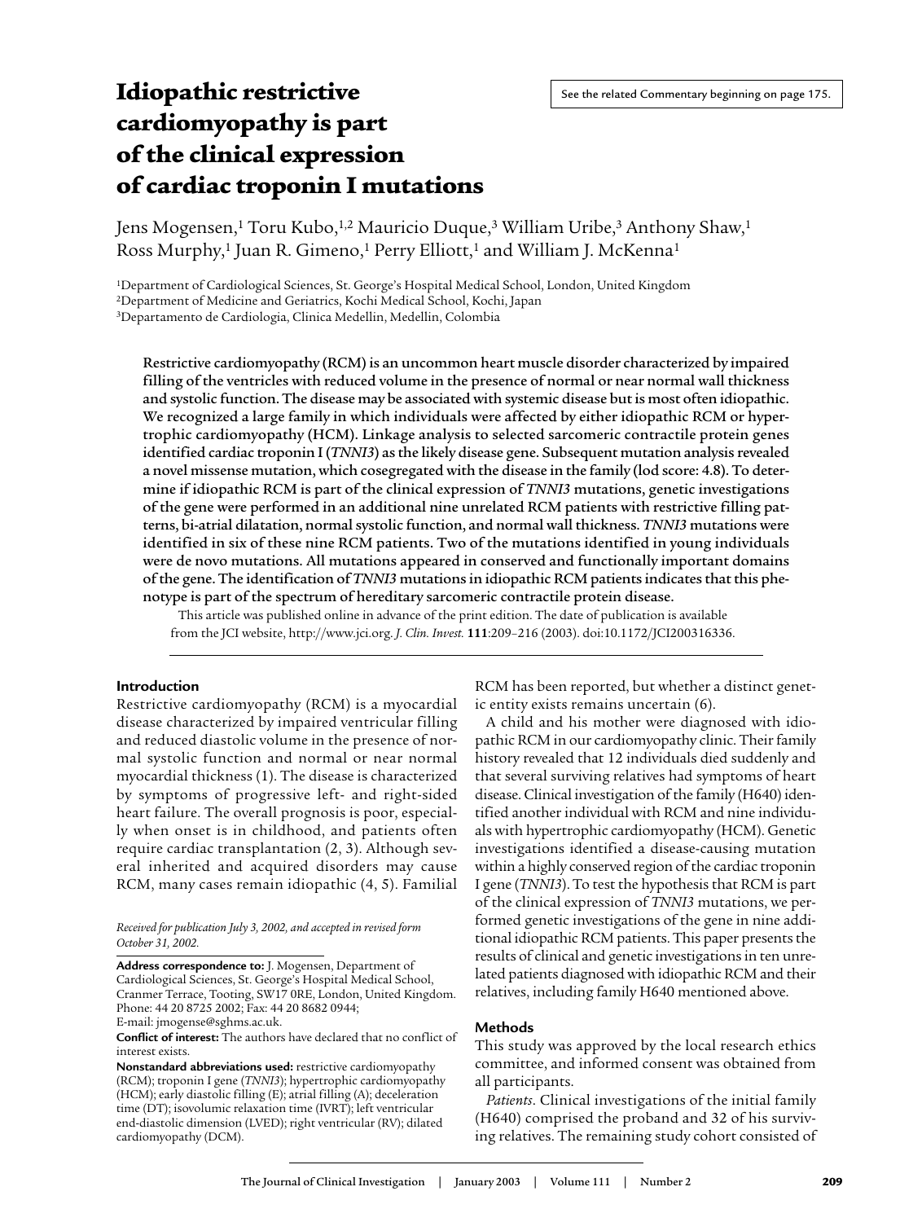See the related Commentary beginning on page 175.

# Idiopathic restrictive cardiomyopathy is part of the clinical expression of cardiac troponin I mutations

Jens Mogensen,[1] Toru Kubo,[1,2] Mauricio Duque,[3] William Uribe,[3] Anthony Shaw,[1] Ross Murphy,[1] Juan R. Gimeno,[1] Perry Elliott,[1] and William J. McKenna[1]

[1]Department of Cardiological Sciences, St. George's Hospital Medical School, London, United Kingdom
[2]Department of Medicine and Geriatrics, Kochi Medical School, Kochi, Japan
[3]Departamento de Cardiologia, Clinica Medellin, Medellin, Colombia

**Restrictive cardiomyopathy (RCM) is an uncommon heart muscle disorder characterized by impaired filling of the ventricles with reduced volume in the presence of normal or near normal wall thickness and systolic function. The disease may be associated with systemic disease but is most often idiopathic. We recognized a large family in which individuals were affected by either idiopathic RCM or hypertrophic cardiomyopathy (HCM). Linkage analysis to selected sarcomeric contractile protein genes identified cardiac troponin I (*TNNI3*) as the likely disease gene. Subsequent mutation analysis revealed a novel missense mutation, which cosegregated with the disease in the family (lod score: 4.8). To determine if idiopathic RCM is part of the clinical expression of *TNNI3* mutations, genetic investigations of the gene were performed in an additional nine unrelated RCM patients with restrictive filling patterns, bi-atrial dilatation, normal systolic function, and normal wall thickness. *TNNI3* mutations were identified in six of these nine RCM patients. Two of the mutations identified in young individuals were de novo mutations. All mutations appeared in conserved and functionally important domains of the gene. The identification of *TNNI3* mutations in idiopathic RCM patients indicates that this phenotype is part of the spectrum of hereditary sarcomeric contractile protein disease.**

This article was published online in advance of the print edition. The date of publication is available from the JCI website, http://www.jci.org. *J. Clin. Invest.* **111**:209–216 (2003). doi:10.1172/JCI200316336.

## Introduction

Restrictive cardiomyopathy (RCM) is a myocardial disease characterized by impaired ventricular filling and reduced diastolic volume in the presence of normal systolic function and normal or near normal myocardial thickness (1). The disease is characterized by symptoms of progressive left- and right-sided heart failure. The overall prognosis is poor, especially when onset is in childhood, and patients often require cardiac transplantation (2, 3). Although several inherited and acquired disorders may cause RCM, many cases remain idiopathic (4, 5). Familial RCM has been reported, but whether a distinct genetic entity exists remains uncertain (6).

A child and his mother were diagnosed with idiopathic RCM in our cardiomyopathy clinic. Their family history revealed that 12 individuals died suddenly and that several surviving relatives had symptoms of heart disease. Clinical investigation of the family (H640) identified another individual with RCM and nine individuals with hypertrophic cardiomyopathy (HCM). Genetic investigations identified a disease-causing mutation within a highly conserved region of the cardiac troponin I gene (*TNNI3*). To test the hypothesis that RCM is part of the clinical expression of *TNNI3* mutations, we performed genetic investigations of the gene in nine additional idiopathic RCM patients. This paper presents the results of clinical and genetic investigations in ten unrelated patients diagnosed with idiopathic RCM and their relatives, including family H640 mentioned above.

## Methods

This study was approved by the local research ethics committee, and informed consent was obtained from all participants.

*Patients.* Clinical investigations of the initial family (H640) comprised the proband and 32 of his surviving relatives. The remaining study cohort consisted of

*Received for publication July 3, 2002, and accepted in revised form October 31, 2002.*

**Address correspondence to:** J. Mogensen, Department of Cardiological Sciences, St. George's Hospital Medical School, Cranmer Terrace, Tooting, SW17 0RE, London, United Kingdom. Phone: 44 20 8725 2002; Fax: 44 20 8682 0944; E-mail: jmogense@sghms.ac.uk.

**Conflict of interest:** The authors have declared that no conflict of interest exists.

**Nonstandard abbreviations used:** restrictive cardiomyopathy (RCM); troponin I gene (*TNNI3*); hypertrophic cardiomyopathy (HCM); early diastolic filling (E); atrial filling (A); deceleration time (DT); isovolumic relaxation time (IVRT); left ventricular end-diastolic dimension (LVED); right ventricular (RV); dilated cardiomyopathy (DCM).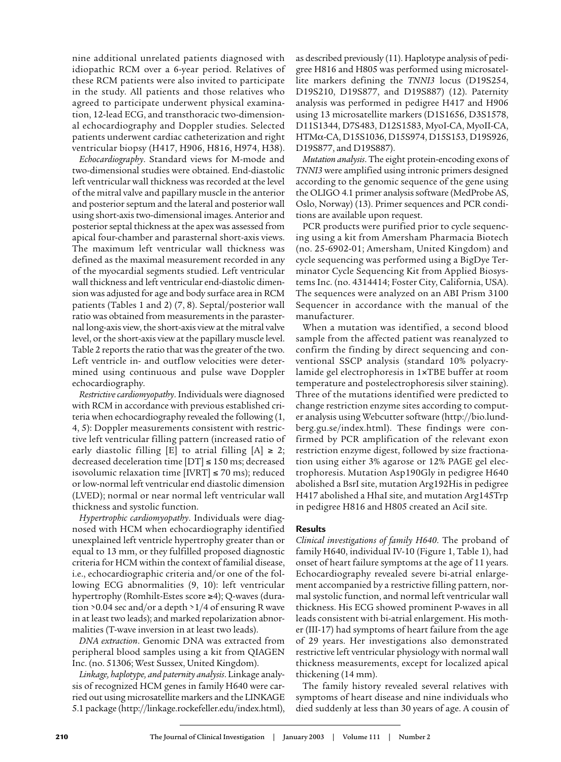nine additional unrelated patients diagnosed with idiopathic RCM over a 6-year period. Relatives of these RCM patients were also invited to participate in the study. All patients and those relatives who agreed to participate underwent physical examination, 12-lead ECG, and transthoracic two-dimensional echocardiography and Doppler studies. Selected patients underwent cardiac catheterization and right ventricular biopsy (H417, H906, H816, H974, H38).

*Echocardiography*. Standard views for M-mode and two-dimensional studies were obtained. End-diastolic left ventricular wall thickness was recorded at the level of the mitral valve and papillary muscle in the anterior and posterior septum and the lateral and posterior wall using short-axis two-dimensional images. Anterior and posterior septal thickness at the apex was assessed from apical four-chamber and parasternal short-axis views. The maximum left ventricular wall thickness was defined as the maximal measurement recorded in any of the myocardial segments studied. Left ventricular wall thickness and left ventricular end-diastolic dimension was adjusted for age and body surface area in RCM patients (Tables 1 and 2) (7, 8). Septal/posterior wall ratio was obtained from measurements in the parasternal long-axis view, the short-axis view at the mitral valve level, or the short-axis view at the papillary muscle level. Table 2 reports the ratio that was the greater of the two. Left ventricle in- and outflow velocities were determined using continuous and pulse wave Doppler echocardiography.

*Restrictive cardiomyopathy*. Individuals were diagnosed with RCM in accordance with previous established criteria when echocardiography revealed the following (1, 4, 5): Doppler measurements consistent with restrictive left ventricular filling pattern (increased ratio of early diastolic filling [E] to atrial filling [A] $\geq$ 2; decreased deceleration time [DT] $\leq$ 150 ms; decreased isovolumic relaxation time [IVRT] $\leq$ 70 ms); reduced or low-normal left ventricular end diastolic dimension (LVED); normal or near normal left ventricular wall thickness and systolic function.

*Hypertrophic cardiomyopathy*. Individuals were diagnosed with HCM when echocardiography identified unexplained left ventricle hypertrophy greater than or equal to 13 mm, or they fulfilled proposed diagnostic criteria for HCM within the context of familial disease, i.e., echocardiographic criteria and/or one of the following ECG abnormalities (9, 10): left ventricular hypertrophy (Romhilt-Estes score $\geq$4); Q-waves (duration >0.04 sec and/or a depth >1/4 of ensuring R wave in at least two leads); and marked repolarization abnormalities (T-wave inversion in at least two leads).

*DNA extraction*. Genomic DNA was extracted from peripheral blood samples using a kit from QIAGEN Inc. (no. 51306; West Sussex, United Kingdom).

*Linkage, haplotype, and paternity analysis*. Linkage analysis of recognized HCM genes in family H640 were carried out using microsatellite markers and the LINKAGE 5.1 package (http://linkage.rockefeller.edu/index.html), as described previously (11). Haplotype analysis of pedigree H816 and H805 was performed using microsatellite markers defining the *TNNI3* locus (D19S254, D19S210, D19S877, and D19S887) (12). Paternity analysis was performed in pedigree H417 and H906 using 13 microsatellite markers (D1S1656, D3S1578, D11S1344, D7S483, D12S1583, MyoI-CA, MyoII-CA, HTMα-CA, D15S1036, D15S974, D15S153, D19S926, D19S877, and D19S887).

*Mutation analysis*. The eight protein-encoding exons of *TNNI3* were amplified using intronic primers designed according to the genomic sequence of the gene using the OLIGO 4.1 primer analysis software (MedProbe AS, Oslo, Norway) (13). Primer sequences and PCR conditions are available upon request.

PCR products were purified prior to cycle sequencing using a kit from Amersham Pharmacia Biotech (no. 25-6902-01; Amersham, United Kingdom) and cycle sequencing was performed using a BigDye Terminator Cycle Sequencing Kit from Applied Biosystems Inc. (no. 4314414; Foster City, California, USA). The sequences were analyzed on an ABI Prism 3100 Sequencer in accordance with the manual of the manufacturer.

When a mutation was identified, a second blood sample from the affected patient was reanalyzed to confirm the finding by direct sequencing and conventional SSCP analysis (standard 10% polyacrylamide gel electrophoresis in 1×TBE buffer at room temperature and postelectrophoresis silver staining). Three of the mutations identified were predicted to change restriction enzyme sites according to computer analysis using Webcutter software (http://bio.lundberg.gu.se/index.html). These findings were confirmed by PCR amplification of the relevant exon restriction enzyme digest, followed by size fractionation using either 3% agarose or 12% PAGE gel electrophoresis. Mutation Asp190Gly in pedigree H640 abolished a BsrI site, mutation Arg192His in pedigree H417 abolished a HhaI site, and mutation Arg145Trp in pedigree H816 and H805 created an AciI site.

## Results

*Clinical investigations of family H640*. The proband of family H640, individual IV-10 (Figure 1, Table 1), had onset of heart failure symptoms at the age of 11 years. Echocardiography revealed severe bi-atrial enlargement accompanied by a restrictive filling pattern, normal systolic function, and normal left ventricular wall thickness. His ECG showed prominent P-waves in all leads consistent with bi-atrial enlargement. His mother (III-17) had symptoms of heart failure from the age of 29 years. Her investigations also demonstrated restrictive left ventricular physiology with normal wall thickness measurements, except for localized apical thickening (14 mm).

The family history revealed several relatives with symptoms of heart disease and nine individuals who died suddenly at less than 30 years of age. A cousin of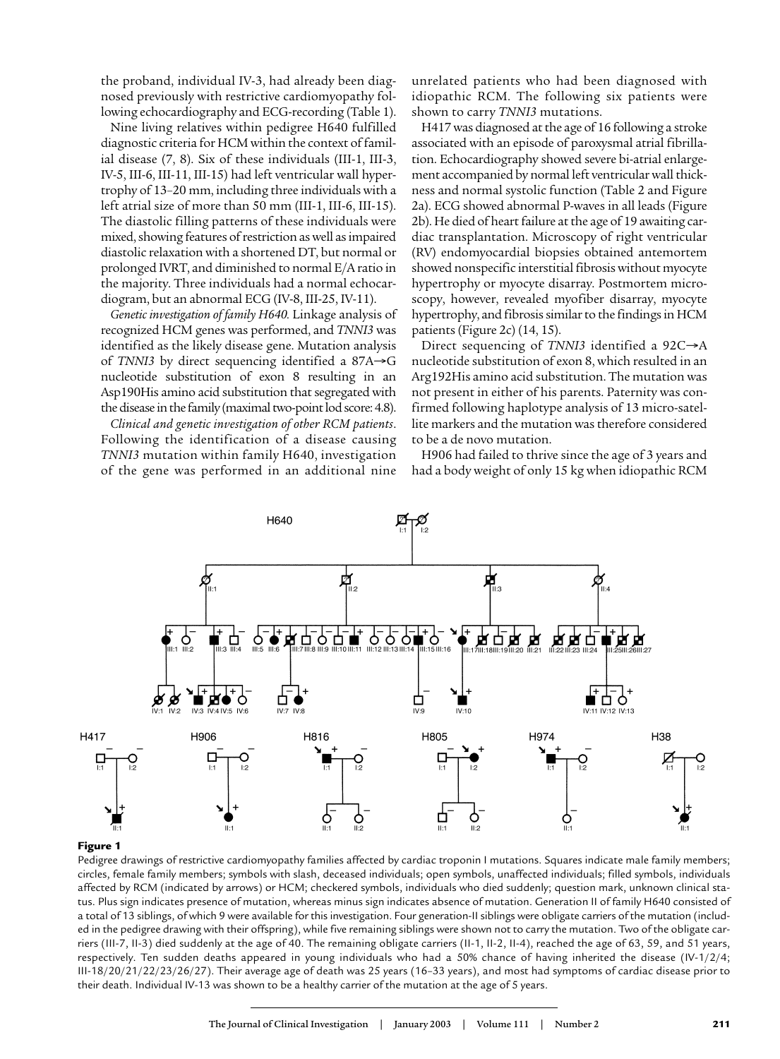the proband, individual IV-3, had already been diagnosed previously with restrictive cardiomyopathy following echocardiography and ECG-recording (Table 1).

Nine living relatives within pedigree H640 fulfilled diagnostic criteria for HCM within the context of familial disease (7, 8). Six of these individuals (III-1, III-3, IV-5, III-6, III-11, III-15) had left ventricular wall hypertrophy of 13–20 mm, including three individuals with a left atrial size of more than 50 mm (III-1, III-6, III-15). The diastolic filling patterns of these individuals were mixed, showing features of restriction as well as impaired diastolic relaxation with a shortened DT, but normal or prolonged IVRT, and diminished to normal E/A ratio in the majority. Three individuals had a normal echocardiogram, but an abnormal ECG (IV-8, III-25, IV-11).

*Genetic investigation of family H640.* Linkage analysis of recognized HCM genes was performed, and *TNNI3* was identified as the likely disease gene. Mutation analysis of *TNNI3* by direct sequencing identified a 87A→G nucleotide substitution of exon 8 resulting in an Asp190His amino acid substitution that segregated with the disease in the family (maximal two-point lod score: 4.8).

*Clinical and genetic investigation of other RCM patients.* Following the identification of a disease causing *TNNI3* mutation within family H640, investigation of the gene was performed in an additional nine unrelated patients who had been diagnosed with idiopathic RCM. The following six patients were shown to carry *TNNI3* mutations.

H417 was diagnosed at the age of 16 following a stroke associated with an episode of paroxysmal atrial fibrillation. Echocardiography showed severe bi-atrial enlargement accompanied by normal left ventricular wall thickness and normal systolic function (Table 2 and Figure 2a). ECG showed abnormal P-waves in all leads (Figure 2b). He died of heart failure at the age of 19 awaiting cardiac transplantation. Microscopy of right ventricular (RV) endomyocardial biopsies obtained antemortem showed nonspecific interstitial fibrosis without myocyte hypertrophy or myocyte disarray. Postmortem microscopy, however, revealed myofiber disarray, myocyte hypertrophy, and fibrosis similar to the findings in HCM patients (Figure 2c) (14, 15).

Direct sequencing of *TNNI3* identified a 92C→A nucleotide substitution of exon 8, which resulted in an Arg192His amino acid substitution. The mutation was not present in either of his parents. Paternity was confirmed following haplotype analysis of 13 micro-satellite markers and the mutation was therefore considered to be a de novo mutation.

H906 had failed to thrive since the age of 3 years and had a body weight of only 15 kg when idiopathic RCM

**Figure 1**

Pedigree drawings of restrictive cardiomyopathy families affected by cardiac troponin I mutations. Squares indicate male family members; circles, female family members; symbols with slash, deceased individuals; open symbols, unaffected individuals; filled symbols, individuals affected by RCM (indicated by arrows) or HCM; checkered symbols, individuals who died suddenly; question mark, unknown clinical status. Plus sign indicates presence of mutation, whereas minus sign indicates absence of mutation. Generation II of family H640 consisted of a total of 13 siblings, of which 9 were available for this investigation. Four generation-II siblings were obligate carriers of the mutation (included in the pedigree drawing with their offspring), while five remaining siblings were shown not to carry the mutation. Two of the obligate carriers (III-7, II-3) died suddenly at the age of 40. The remaining obligate carriers (II-1, II-2, II-4), reached the age of 63, 59, and 51 years, respectively. Ten sudden deaths appeared in young individuals who had a 50% chance of having inherited the disease (IV-1/2/4; III-18/20/21/22/23/26/27). Their average age of death was 25 years (16–33 years), and most had symptoms of cardiac disease prior to their death. Individual IV-13 was shown to be a healthy carrier of the mutation at the age of 5 years.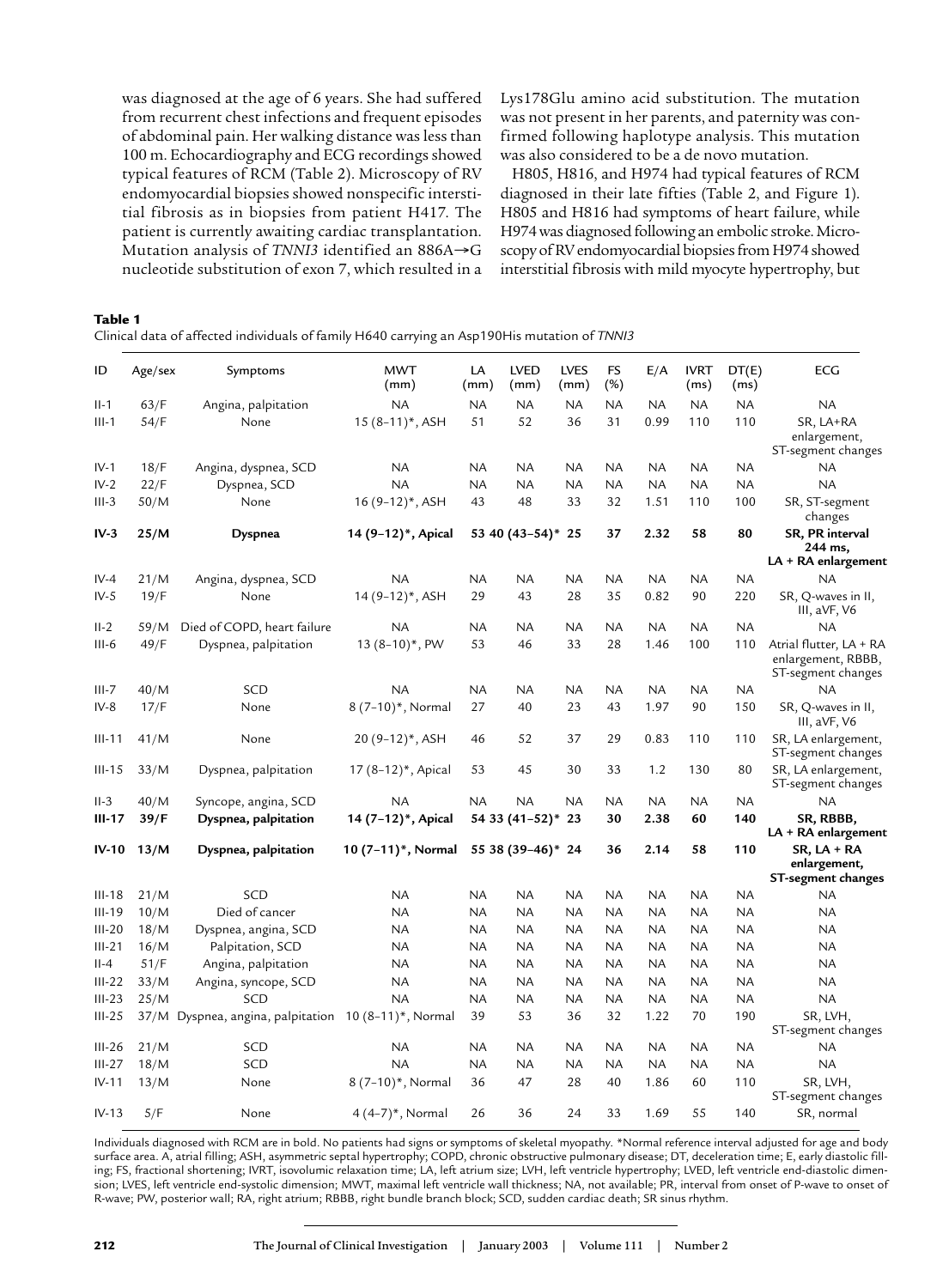was diagnosed at the age of 6 years. She had suffered from recurrent chest infections and frequent episodes of abdominal pain. Her walking distance was less than 100 m. Echocardiography and ECG recordings showed typical features of RCM (Table 2). Microscopy of RV endomyocardial biopsies showed nonspecific interstitial fibrosis as in biopsies from patient H417. The patient is currently awaiting cardiac transplantation. Mutation analysis of *TNNI3* identified an 886A→G nucleotide substitution of exon 7, which resulted in a Lys178Glu amino acid substitution. The mutation was not present in her parents, and paternity was confirmed following haplotype analysis. This mutation was also considered to be a de novo mutation.

H805, H816, and H974 had typical features of RCM diagnosed in their late fifties (Table 2, and Figure 1). H805 and H816 had symptoms of heart failure, while H974 was diagnosed following an embolic stroke. Microscopy of RV endomyocardial biopsies from H974 showed interstitial fibrosis with mild myocyte hypertrophy, but

**Table 1**

Clinical data of affected individuals of family H640 carrying an Asp190His mutation of *TNNI3*

| ID | Age/sex | Symptoms | MWT (mm) | LA (mm) | LVED (mm) | LVES (mm) | FS (%) | E/A | IVRT (ms) | DT(E) (ms) | ECG |
|---|---|---|---|---|---|---|---|---|---|---|---|
| II-1 | 63/F | Angina, palpitation | NA | NA | NA | NA | NA | NA | NA | NA | NA |
| III-1 | 54/F | None | 15 (8–11)*, ASH | 51 | 52 | 36 | 31 | 0.99 | 110 | 110 | SR, LA+RA enlargement, ST-segment changes |
| IV-1 | 18/F | Angina, dyspnea, SCD | NA | NA | NA | NA | NA | NA | NA | NA | NA |
| IV-2 | 22/F | Dyspnea, SCD | NA | NA | NA | NA | NA | NA | NA | NA | NA |
| III-3 | 50/M | None | 16 (9–12)*, ASH | 43 | 48 | 33 | 32 | 1.51 | 110 | 100 | SR, ST-segment changes |
| **IV-3** | **25/M** | **Dyspnea** | **14 (9–12)*, Apical** | **53** | **40 (43–54)*** | **25** | **37** | **2.32** | **58** | **80** | **SR, PR interval 244 ms, LA + RA enlargement** |
| IV-4 | 21/M | Angina, dyspnea, SCD | NA | NA | NA | NA | NA | NA | NA | NA | NA |
| IV-5 | 19/F | None | 14 (9–12)*, ASH | 29 | 43 | 28 | 35 | 0.82 | 90 | 220 | SR, Q-waves in II, III, aVF, V6 |
| II-2 | 59/M | Died of COPD, heart failure | NA | NA | NA | NA | NA | NA | NA | NA | NA |
| III-6 | 49/F | Dyspnea, palpitation | 13 (8–10)*, PW | 53 | 46 | 33 | 28 | 1.46 | 100 | 110 | Atrial flutter, LA + RA enlargement, RBBB, ST-segment changes |
| III-7 | 40/M | SCD | NA | NA | NA | NA | NA | NA | NA | NA | NA |
| IV-8 | 17/F | None | 8 (7–10)*, Normal | 27 | 40 | 23 | 43 | 1.97 | 90 | 150 | SR, Q-waves in II, III, aVF, V6 |
| III-11 | 41/M | None | 20 (9–12)*, ASH | 46 | 52 | 37 | 29 | 0.83 | 110 | 110 | SR, LA enlargement, ST-segment changes |
| III-15 | 33/M | Dyspnea, palpitation | 17 (8–12)*, Apical | 53 | 45 | 30 | 33 | 1.2 | 130 | 80 | SR, LA enlargement, ST-segment changes |
| II-3 | 40/M | Syncope, angina, SCD | NA | NA | NA | NA | NA | NA | NA | NA | NA |
| **III-17** | **39/F** | **Dyspnea, palpitation** | **14 (7–12)*, Apical** | **54** | **33 (41–52)*** | **23** | **30** | **2.38** | **60** | **140** | **SR, RBBB, LA + RA enlargement** |
| **IV-10** | **13/M** | **Dyspnea, palpitation** | **10 (7–11)*, Normal** | **55** | **38 (39–46)*** | **24** | **36** | **2.14** | **58** | **110** | **SR, LA + RA enlargement, ST-segment changes** |
| III-18 | 21/M | SCD | NA | NA | NA | NA | NA | NA | NA | NA | NA |
| III-19 | 10/M | Died of cancer | NA | NA | NA | NA | NA | NA | NA | NA | NA |
| III-20 | 18/M | Dyspnea, angina, SCD | NA | NA | NA | NA | NA | NA | NA | NA | NA |
| III-21 | 16/M | Palpitation, SCD | NA | NA | NA | NA | NA | NA | NA | NA | NA |
| II-4 | 51/F | Angina, palpitation | NA | NA | NA | NA | NA | NA | NA | NA | NA |
| III-22 | 33/M | Angina, syncope, SCD | NA | NA | NA | NA | NA | NA | NA | NA | NA |
| III-23 | 25/M | SCD | NA | NA | NA | NA | NA | NA | NA | NA | NA |
| III-25 | 37/M | Dyspnea, angina, palpitation | 10 (8–11)*, Normal | 39 | 53 | 36 | 32 | 1.22 | 70 | 190 | SR, LVH, ST-segment changes |
| III-26 | 21/M | SCD | NA | NA | NA | NA | NA | NA | NA | NA | NA |
| III-27 | 18/M | SCD | NA | NA | NA | NA | NA | NA | NA | NA | NA |
| IV-11 | 13/M | None | 8 (7–10)*, Normal | 36 | 47 | 28 | 40 | 1.86 | 60 | 110 | SR, LVH, ST-segment changes |
| IV-13 | 5/F | None | 4 (4–7)*, Normal | 26 | 36 | 24 | 33 | 1.69 | 55 | 140 | SR, normal |

Individuals diagnosed with RCM are in bold. No patients had signs or symptoms of skeletal myopathy. *Normal reference interval adjusted for age and body surface area. A, atrial filling; ASH, asymmetric septal hypertrophy; COPD, chronic obstructive pulmonary disease; DT, deceleration time; E, early diastolic filling; FS, fractional shortening; IVRT, isovolumic relaxation time; LA, left atrium size; LVH, left ventricle hypertrophy; LVED, left ventricle end-diastolic dimension; LVES, left ventricle end-systolic dimension; MWT, maximal left ventricle wall thickness; NA, not available; PR, interval from onset of P-wave to onset of R-wave; PW, posterior wall; RA, right atrium; RBBB, right bundle branch block; SCD, sudden cardiac death; SR sinus rhythm.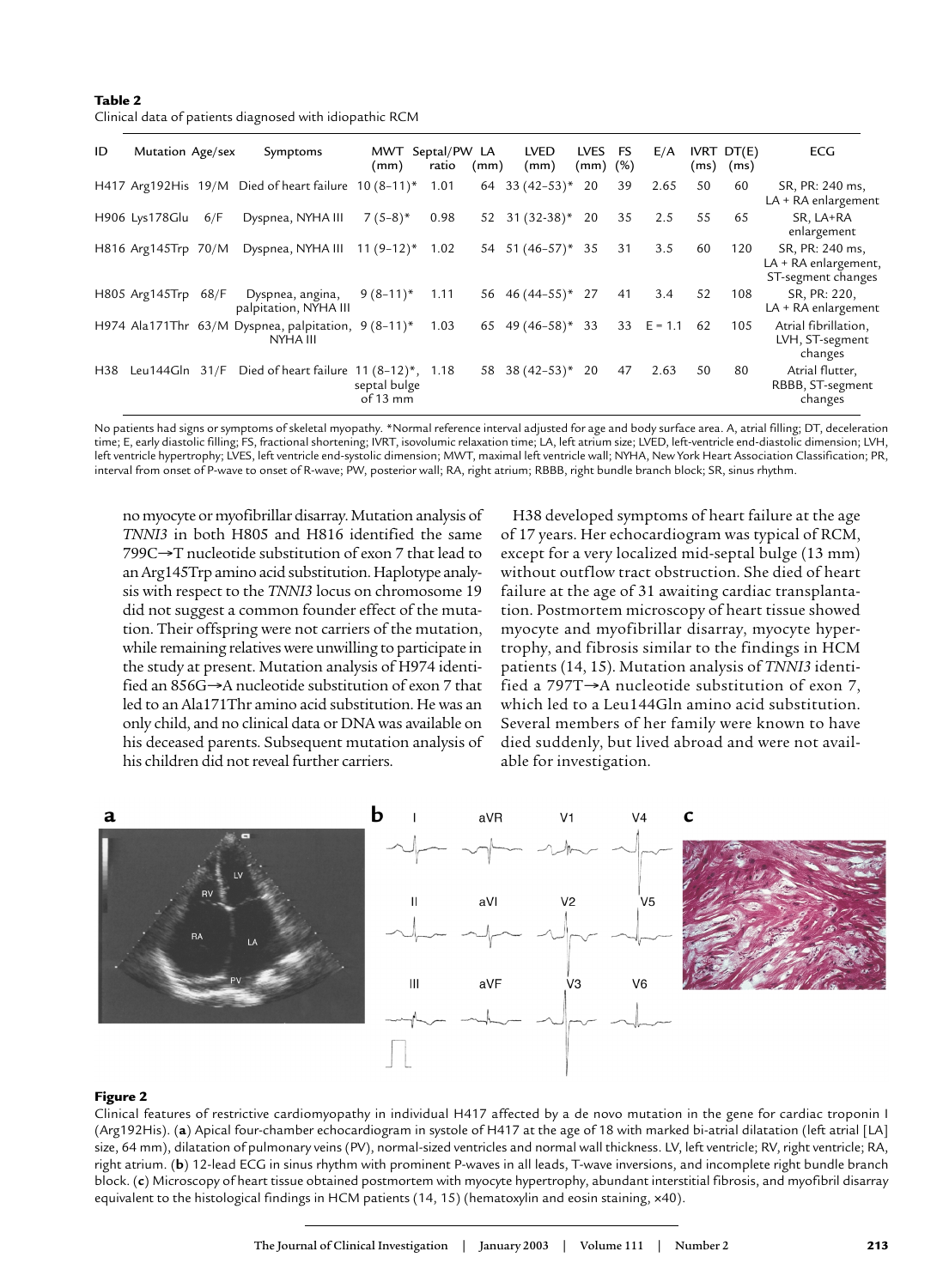**Table 2**
Clinical data of patients diagnosed with idiopathic RCM

| ID | Mutation | Age/sex | Symptoms | MWT (mm) | Septal/PW ratio | LA (mm) | LVED (mm) | LVES (mm) | FS (%) | E/A | IVRT (ms) | DT(E) (ms) | ECG |
|---|---|---|---|---|---|---|---|---|---|---|---|---|---|
| H417 | Arg192His | 19/M | Died of heart failure | 10 (8–11)* | 1.01 | 64 | 33 (42–53)* | 20 | 39 | 2.65 | 50 | 60 | SR, PR: 240 ms, LA + RA enlargement |
| H906 | Lys178Glu | 6/F | Dyspnea, NYHA III | 7 (5–8)* | 0.98 | 52 | 31 (32–38)* | 20 | 35 | 2.5 | 55 | 65 | SR, LA+RA enlargement |
| H816 | Arg145Trp | 70/M | Dyspnea, NYHA III | 11 (9–12)* | 1.02 | 54 | 51 (46–57)* | 35 | 31 | 3.5 | 60 | 120 | SR, PR: 240 ms, LA + RA enlargement, ST-segment changes |
| H805 | Arg145Trp | 68/F | Dyspnea, angina, palpitation, NYHA III | 9 (8–11)* | 1.11 | 56 | 46 (44–55)* | 27 | 41 | 3.4 | 52 | 108 | SR, PR: 220, LA + RA enlargement |
| H974 | Ala171Thr | 63/M | Dyspnea, palpitation, NYHA III | 9 (8–11)* | 1.03 | 65 | 49 (46–58)* | 33 | 33 | E = 1.1 | 62 | 105 | Atrial fibrillation, LVH, ST-segment changes |
| H38 | Leu144Gln | 31/F | Died of heart failure | 11 (8–12)*, septal bulge of 13 mm | 1.18 | 58 | 38 (42–53)* | 20 | 47 | 2.63 | 50 | 80 | Atrial flutter, RBBB, ST-segment changes |

No patients had signs or symptoms of skeletal myopathy. *Normal reference interval adjusted for age and body surface area. A, atrial filling; DT, deceleration time; E, early diastolic filling; FS, fractional shortening; IVRT, isovolumic relaxation time; LA, left atrium size; LVED, left-ventricle end-diastolic dimension; LVH, left ventricle hypertrophy; LVES, left ventricle end-systolic dimension; MWT, maximal left ventricle wall; NYHA, New York Heart Association Classification; PR, interval from onset of P-wave to onset of R-wave; PW, posterior wall; RA, right atrium; RBBB, right bundle branch block; SR, sinus rhythm.

no myocyte or myofibrillar disarray. Mutation analysis of *TNNI3* in both H805 and H816 identified the same 799C→T nucleotide substitution of exon 7 that lead to an Arg145Trp amino acid substitution. Haplotype analysis with respect to the *TNNI3* locus on chromosome 19 did not suggest a common founder effect of the mutation. Their offspring were not carriers of the mutation, while remaining relatives were unwilling to participate in the study at present. Mutation analysis of H974 identified an 856G→A nucleotide substitution of exon 7 that led to an Ala171Thr amino acid substitution. He was an only child, and no clinical data or DNA was available on his deceased parents. Subsequent mutation analysis of his children did not reveal further carriers.

H38 developed symptoms of heart failure at the age of 17 years. Her echocardiogram was typical of RCM, except for a very localized mid-septal bulge (13 mm) without outflow tract obstruction. She died of heart failure at the age of 31 awaiting cardiac transplantation. Postmortem microscopy of heart tissue showed myocyte and myofibrillar disarray, myocyte hypertrophy, and fibrosis similar to the findings in HCM patients (14, 15). Mutation analysis of *TNNI3* identified a 797T→A nucleotide substitution of exon 7, which led to a Leu144Gln amino acid substitution. Several members of her family were known to have died suddenly, but lived abroad and were not available for investigation.

**Figure 2**

Clinical features of restrictive cardiomyopathy in individual H417 affected by a de novo mutation in the gene for cardiac troponin I (Arg192His). (**a**) Apical four-chamber echocardiogram in systole of H417 at the age of 18 with marked bi-atrial dilatation (left atrial [LA] size, 64 mm), dilatation of pulmonary veins (PV), normal-sized ventricles and normal wall thickness. LV, left ventricle; RV, right ventricle; RA, right atrium. (**b**) 12-lead ECG in sinus rhythm with prominent P-waves in all leads, T-wave inversions, and incomplete right bundle branch block. (**c**) Microscopy of heart tissue obtained postmortem with myocyte hypertrophy, abundant interstitial fibrosis, and myofibril disarray equivalent to the histological findings in HCM patients (14, 15) (hematoxylin and eosin staining, ×40).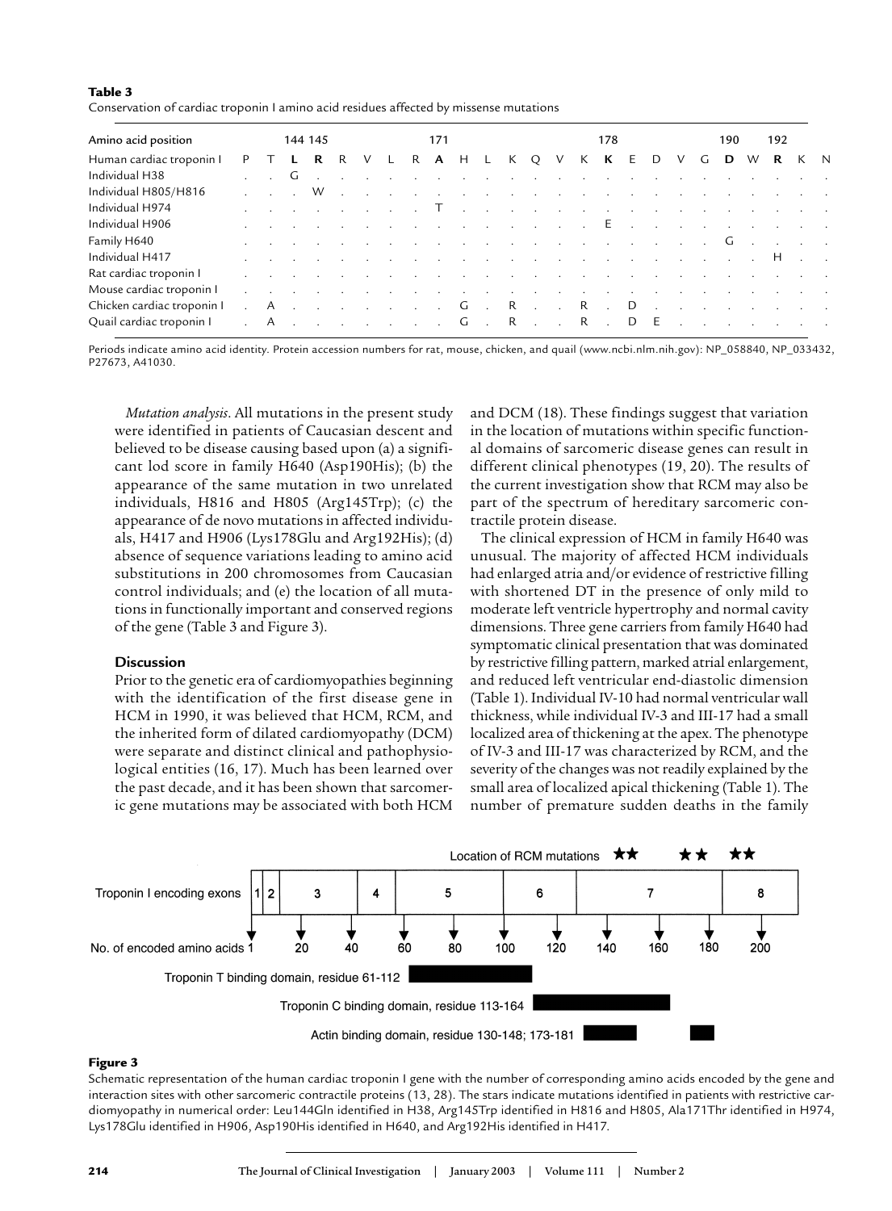**Table 3**
Conservation of cardiac troponin I amino acid residues affected by missense mutations

| Amino acid position | | | 144 | 145 | | | | | 171 | | | | | | | 178 | | | | | 190 | | 192 | | |
|---|---|---|---|---|---|---|---|---|---|---|---|---|---|---|---|---|---|---|---|---|---|---|---|---|---|
| Human cardiac troponin I | P | T | **L** | **R** | R | V | L | R | **A** | H | L | K | Q | V | K | **K** | E | D | V | G | **D** | W | **R** | K | N |
| Individual H38 | . | . | G | . | . | . | . | . | . | . | . | . | . | . | . | . | . | . | . | . | . | . | . | . | . |
| Individual H805/H816 | . | . | . | W | . | . | . | . | . | . | . | . | . | . | . | . | . | . | . | . | . | . | . | . | . |
| Individual H974 | . | . | . | . | . | . | . | . | T | . | . | . | . | . | . | . | . | . | . | . | . | . | . | . | . |
| Individual H906 | . | . | . | . | . | . | . | . | . | . | . | . | . | . | . | E | . | . | . | . | . | . | . | . | . |
| Family H640 | . | . | . | . | . | . | . | . | . | . | . | . | . | . | . | . | . | . | . | . | G | . | . | . | . |
| Individual H417 | . | . | . | . | . | . | . | . | . | . | . | . | . | . | . | . | . | . | . | . | . | . | H | . | . |
| Rat cardiac troponin I | . | . | . | . | . | . | . | . | . | . | . | . | . | . | . | . | . | . | . | . | . | . | . | . | . |
| Mouse cardiac troponin I | . | . | . | . | . | . | . | . | . | . | . | . | . | . | . | . | . | . | . | . | . | . | . | . | . |
| Chicken cardiac troponin I | . | A | . | . | . | . | . | . | . | G | . | R | . | . | R | . | D | . | . | . | . | . | . | . | . |
| Quail cardiac troponin I | . | A | . | . | . | . | . | . | . | G | . | R | . | . | R | . | D | E | . | . | . | . | . | . | . |

Periods indicate amino acid identity. Protein accession numbers for rat, mouse, chicken, and quail (www.ncbi.nlm.nih.gov): NP_058840, NP_033432, P27673, A41030.

*Mutation analysis*. All mutations in the present study were identified in patients of Caucasian descent and believed to be disease causing based upon (a) a significant lod score in family H640 (Asp190His); (b) the appearance of the same mutation in two unrelated individuals, H816 and H805 (Arg145Trp); (c) the appearance of de novo mutations in affected individuals, H417 and H906 (Lys178Glu and Arg192His); (d) absence of sequence variations leading to amino acid substitutions in 200 chromosomes from Caucasian control individuals; and (e) the location of all mutations in functionally important and conserved regions of the gene (Table 3 and Figure 3).

## Discussion

Prior to the genetic era of cardiomyopathies beginning with the identification of the first disease gene in HCM in 1990, it was believed that HCM, RCM, and the inherited form of dilated cardiomyopathy (DCM) were separate and distinct clinical and pathophysiological entities (16, 17). Much has been learned over the past decade, and it has been shown that sarcomeric gene mutations may be associated with both HCM and DCM (18). These findings suggest that variation in the location of mutations within specific functional domains of sarcomeric disease genes can result in different clinical phenotypes (19, 20). The results of the current investigation show that RCM may also be part of the spectrum of hereditary sarcomeric contractile protein disease.

The clinical expression of HCM in family H640 was unusual. The majority of affected HCM individuals had enlarged atria and/or evidence of restrictive filling with shortened DT in the presence of only mild to moderate left ventricle hypertrophy and normal cavity dimensions. Three gene carriers from family H640 had symptomatic clinical presentation that was dominated by restrictive filling pattern, marked atrial enlargement, and reduced left ventricular end-diastolic dimension (Table 1). Individual IV-10 had normal ventricular wall thickness, while individual IV-3 and III-17 had a small localized area of thickening at the apex. The phenotype of IV-3 and III-17 was characterized by RCM, and the severity of the changes was not readily explained by the small area of localized apical thickening (Table 1). The number of premature sudden deaths in the family

**Figure 3**

Schematic representation of the human cardiac troponin I gene with the number of corresponding amino acids encoded by the gene and interaction sites with other sarcomeric contractile proteins (13, 28). The stars indicate mutations identified in patients with restrictive cardiomyopathy in numerical order: Leu144Gln identified in H38, Arg145Trp identified in H816 and H805, Ala171Thr identified in H974, Lys178Glu identified in H906, Asp190His identified in H640, and Arg192His identified in H417.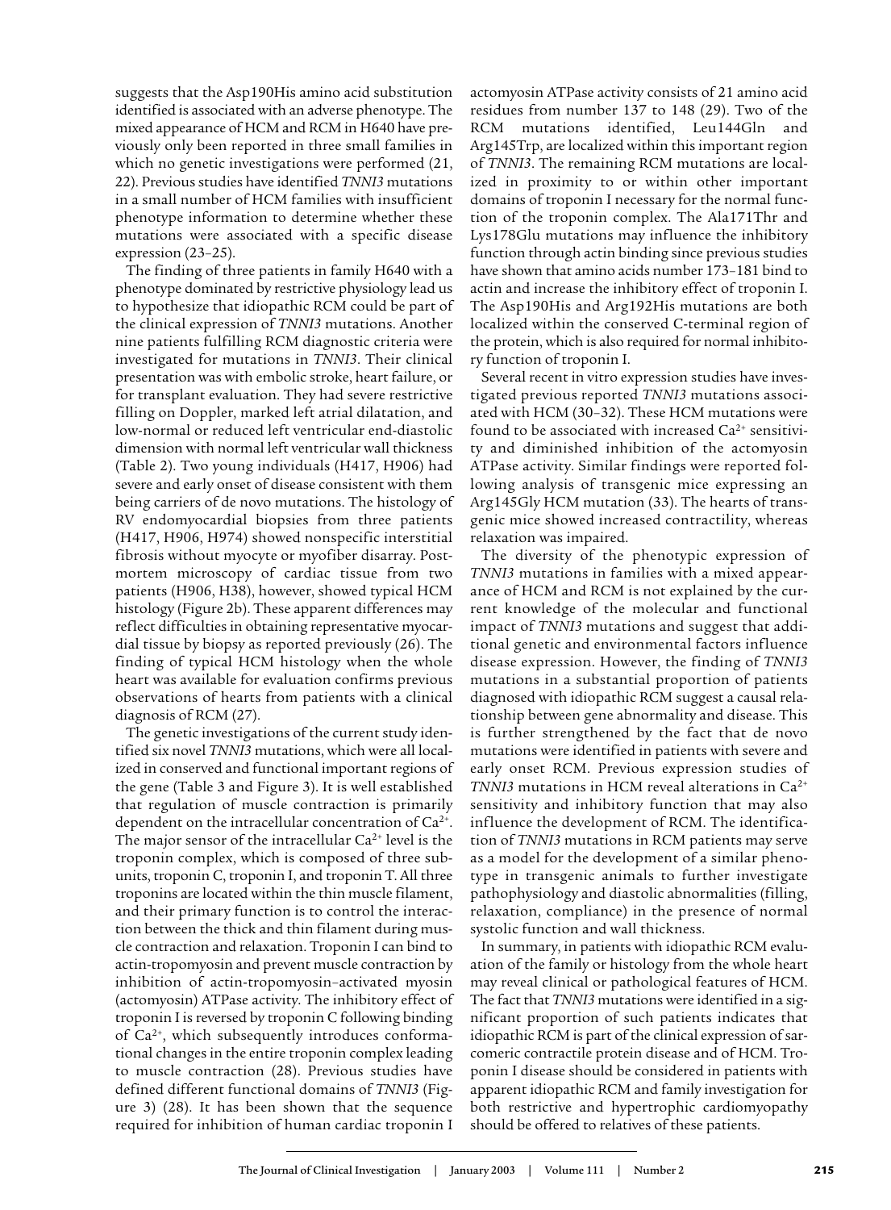suggests that the Asp190His amino acid substitution identified is associated with an adverse phenotype. The mixed appearance of HCM and RCM in H640 have previously only been reported in three small families in which no genetic investigations were performed (21, 22). Previous studies have identified *TNNI3* mutations in a small number of HCM families with insufficient phenotype information to determine whether these mutations were associated with a specific disease expression (23–25).

The finding of three patients in family H640 with a phenotype dominated by restrictive physiology lead us to hypothesize that idiopathic RCM could be part of the clinical expression of *TNNI3* mutations. Another nine patients fulfilling RCM diagnostic criteria were investigated for mutations in *TNNI3*. Their clinical presentation was with embolic stroke, heart failure, or for transplant evaluation. They had severe restrictive filling on Doppler, marked left atrial dilatation, and low-normal or reduced left ventricular end-diastolic dimension with normal left ventricular wall thickness (Table 2). Two young individuals (H417, H906) had severe and early onset of disease consistent with them being carriers of de novo mutations. The histology of RV endomyocardial biopsies from three patients (H417, H906, H974) showed nonspecific interstitial fibrosis without myocyte or myofiber disarray. Postmortem microscopy of cardiac tissue from two patients (H906, H38), however, showed typical HCM histology (Figure 2b). These apparent differences may reflect difficulties in obtaining representative myocardial tissue by biopsy as reported previously (26). The finding of typical HCM histology when the whole heart was available for evaluation confirms previous observations of hearts from patients with a clinical diagnosis of RCM (27).

The genetic investigations of the current study identified six novel *TNNI3* mutations, which were all localized in conserved and functional important regions of the gene (Table 3 and Figure 3). It is well established that regulation of muscle contraction is primarily dependent on the intracellular concentration of $Ca^{2+}$. The major sensor of the intracellular $Ca^{2+}$ level is the troponin complex, which is composed of three subunits, troponin C, troponin I, and troponin T. All three troponins are located within the thin muscle filament, and their primary function is to control the interaction between the thick and thin filament during muscle contraction and relaxation. Troponin I can bind to actin-tropomyosin and prevent muscle contraction by inhibition of actin-tropomyosin–activated myosin (actomyosin) ATPase activity. The inhibitory effect of troponin I is reversed by troponin C following binding of $Ca^{2+}$, which subsequently introduces conformational changes in the entire troponin complex leading to muscle contraction (28). Previous studies have defined different functional domains of *TNNI3* (Figure 3) (28). It has been shown that the sequence required for inhibition of human cardiac troponin I actomyosin ATPase activity consists of 21 amino acid residues from number 137 to 148 (29). Two of the RCM mutations identified, Leu144Gln and Arg145Trp, are localized within this important region of *TNNI3*. The remaining RCM mutations are localized in proximity to or within other important domains of troponin I necessary for the normal function of the troponin complex. The Ala171Thr and Lys178Glu mutations may influence the inhibitory function through actin binding since previous studies have shown that amino acids number 173–181 bind to actin and increase the inhibitory effect of troponin I. The Asp190His and Arg192His mutations are both localized within the conserved C-terminal region of the protein, which is also required for normal inhibitory function of troponin I.

Several recent in vitro expression studies have investigated previous reported *TNNI3* mutations associated with HCM (30–32). These HCM mutations were found to be associated with increased $Ca^{2+}$ sensitivity and diminished inhibition of the actomyosin ATPase activity. Similar findings were reported following analysis of transgenic mice expressing an Arg145Gly HCM mutation (33). The hearts of transgenic mice showed increased contractility, whereas relaxation was impaired.

The diversity of the phenotypic expression of *TNNI3* mutations in families with a mixed appearance of HCM and RCM is not explained by the current knowledge of the molecular and functional impact of *TNNI3* mutations and suggest that additional genetic and environmental factors influence disease expression. However, the finding of *TNNI3* mutations in a substantial proportion of patients diagnosed with idiopathic RCM suggest a causal relationship between gene abnormality and disease. This is further strengthened by the fact that de novo mutations were identified in patients with severe and early onset RCM. Previous expression studies of *TNNI3* mutations in HCM reveal alterations in $Ca^{2+}$ sensitivity and inhibitory function that may also influence the development of RCM. The identification of *TNNI3* mutations in RCM patients may serve as a model for the development of a similar phenotype in transgenic animals to further investigate pathophysiology and diastolic abnormalities (filling, relaxation, compliance) in the presence of normal systolic function and wall thickness.

In summary, in patients with idiopathic RCM evaluation of the family or histology from the whole heart may reveal clinical or pathological features of HCM. The fact that *TNNI3* mutations were identified in a significant proportion of such patients indicates that idiopathic RCM is part of the clinical expression of sarcomeric contractile protein disease and of HCM. Troponin I disease should be considered in patients with apparent idiopathic RCM and family investigation for both restrictive and hypertrophic cardiomyopathy should be offered to relatives of these patients.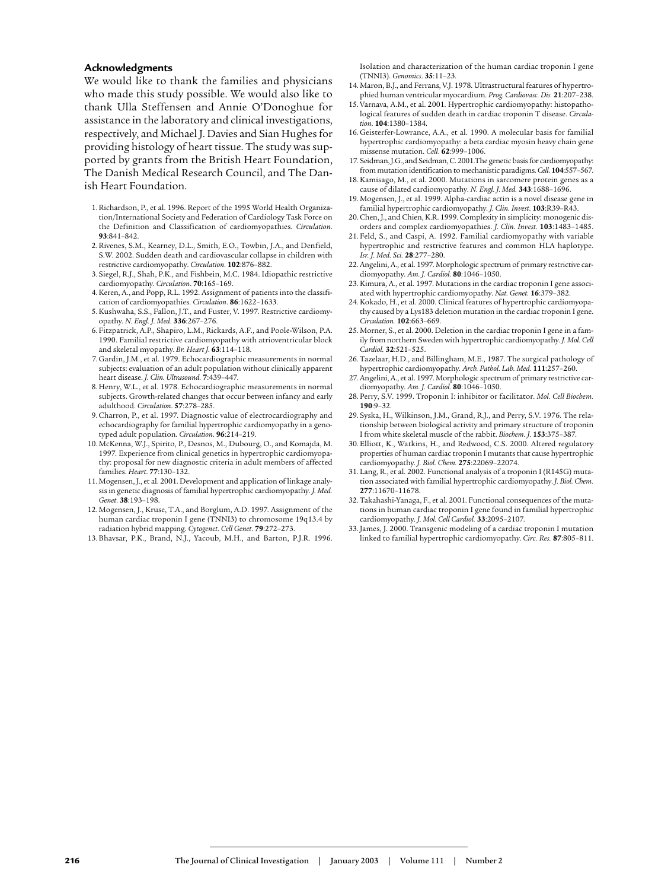## Acknowledgments

We would like to thank the families and physicians who made this study possible. We would also like to thank Ulla Steffensen and Annie O'Donoghue for assistance in the laboratory and clinical investigations, respectively, and Michael J. Davies and Sian Hughes for providing histology of heart tissue. The study was supported by grants from the British Heart Foundation, The Danish Medical Research Council, and The Danish Heart Foundation.

1. Richardson, P., et al. 1996. Report of the 1995 World Health Organization/International Society and Federation of Cardiology Task Force on the Definition and Classification of cardiomyopathies. *Circulation*. **93**:841–842.
2. Rivenes, S.M., Kearney, D.L., Smith, E.O., Towbin, J.A., and Denfield, S.W. 2002. Sudden death and cardiovascular collapse in children with restrictive cardiomyopathy. *Circulation*. **102**:876–882.
3. Siegel, R.J., Shah, P.K., and Fishbein, M.C. 1984. Idiopathic restrictive cardiomyopathy. *Circulation*. **70**:165–169.
4. Keren, A., and Popp, R.L. 1992. Assignment of patients into the classification of cardiomyopathies. *Circulation*. **86**:1622–1633.
5. Kushwaha, S.S., Fallon, J.T., and Fuster, V. 1997. Restrictive cardiomyopathy. *N. Engl. J. Med*. **336**:267–276.
6. Fitzpatrick, A.P., Shapiro, L.M., Rickards, A.F., and Poole-Wilson, P.A. 1990. Familial restrictive cardiomyopathy with atrioventricular block and skeletal myopathy. *Br. Heart J*. **63**:114–118.
7. Gardin, J.M., et al. 1979. Echocardiographic measurements in normal subjects: evaluation of an adult population without clinically apparent heart disease. *J. Clin. Ultrasound*. **7**:439–447.
8. Henry, W.L., et al. 1978. Echocardiographic measurements in normal subjects. Growth-related changes that occur between infancy and early adulthood. *Circulation*. **57**:278–285.
9. Charron, P., et al. 1997. Diagnostic value of electrocardiography and echocardiography for familial hypertrophic cardiomyopathy in a genotyped adult population. *Circulation*. **96**:214–219.
10. McKenna, W.J., Spirito, P., Desnos, M., Dubourg, O., and Komajda, M. 1997. Experience from clinical genetics in hypertrophic cardiomyopathy: proposal for new diagnostic criteria in adult members of affected families. *Heart*. **77**:130–132.
11. Mogensen, J., et al. 2001. Development and application of linkage analysis in genetic diagnosis of familial hypertrophic cardiomyopathy. *J. Med. Genet*. **38**:193–198.
12. Mogensen, J., Kruse, T.A., and Borglum, A.D. 1997. Assignment of the human cardiac troponin I gene (TNNI3) to chromosome 19q13.4 by radiation hybrid mapping. *Cytogenet. Cell Genet*. **79**:272–273.
13. Bhavsar, P.K., Brand, N.J., Yacoub, M.H., and Barton, P.J.R. 1996. Isolation and characterization of the human cardiac troponin I gene (TNNI3). *Genomics*. **35**:11–23.
14. Maron, B.J., and Ferrans, V.J. 1978. Ultrastructural features of hypertrophied human ventricular myocardium. *Prog. Cardiovasc. Dis.* **21**:207–238.
15. Varnava, A.M., et al. 2001. Hypertrophic cardiomyopathy: histopathological features of sudden death in cardiac troponin T disease. *Circulation*. **104**:1380–1384.
16. Geisterfer-Lowrance, A.A., et al. 1990. A molecular basis for familial hypertrophic cardiomyopathy: a beta cardiac myosin heavy chain gene missense mutation. *Cell*. **62**:999–1006.
17. Seidman, J.G., and Seidman, C. 2001. The genetic basis for cardiomyopathy: from mutation identification to mechanistic paradigms. *Cell*. **104**:557–567.
18. Kamisago, M., et al. 2000. Mutations in sarcomere protein genes as a cause of dilated cardiomyopathy. *N. Engl. J. Med.* **343**:1688–1696.
19. Mogensen, J., et al. 1999. Alpha-cardiac actin is a novel disease gene in familial hypertrophic cardiomyopathy. *J. Clin. Invest*. **103**:R39–R43.
20. Chen, J., and Chien, K.R. 1999. Complexity in simplicity: monogenic disorders and complex cardiomyopathies. *J. Clin. Invest.* **103**:1483–1485.
21. Feld, S., and Caspi, A. 1992. Familial cardiomyopathy with variable hypertrophic and restrictive features and common HLA haplotype. *Isr. J. Med. Sci.* **28**:277–280.
22. Angelini, A., et al. 1997. Morphologic spectrum of primary restrictive cardiomyopathy. *Am. J. Cardiol.* **80**:1046–1050.
23. Kimura, A., et al. 1997. Mutations in the cardiac troponin I gene associated with hypertrophic cardiomyopathy. *Nat. Genet.* **16**:379–382.
24. Kokado, H., et al. 2000. Clinical features of hypertrophic cardiomyopathy caused by a Lys183 deletion mutation in the cardiac troponin I gene. *Circulation.* **102**:663–669.
25. Morner, S., et al. 2000. Deletion in the cardiac troponin I gene in a family from northern Sweden with hypertrophic cardiomyopathy. *J. Mol. Cell Cardiol.* **32**:521–525.
26. Tazelaar, H.D., and Billingham, M.E., 1987. The surgical pathology of hypertrophic cardiomyopathy. *Arch. Pathol. Lab. Med.* **111**:257–260.
27. Angelini, A., et al. 1997. Morphologic spectrum of primary restrictive cardiomyopathy. *Am. J. Cardiol.* **80**:1046–1050.
28. Perry, S.V. 1999. Troponin I: inhibitor or facilitator. *Mol. Cell Biochem.* **190**:9–32.
29. Syska, H., Wilkinson, J.M., Grand, R.J., and Perry, S.V. 1976. The relationship between biological activity and primary structure of troponin I from white skeletal muscle of the rabbit. *Biochem. J.* **153**:375–387.
30. Elliott, K., Watkins, H., and Redwood, C.S. 2000. Altered regulatory properties of human cardiac troponin I mutants that cause hypertrophic cardiomyopathy. *J. Biol. Chem.* **275**:22069–22074.
31. Lang, R., et al. 2002. Functional analysis of a troponin I (R145G) mutation associated with familial hypertrophic cardiomyopathy. *J. Biol. Chem.* **277**:11670–11678.
32. Takahashi-Yanaga, F., et al. 2001. Functional consequences of the mutations in human cardiac troponin I gene found in familial hypertrophic cardiomyopathy. *J. Mol. Cell Cardiol.* **33**:2095–2107.
33. James, J. 2000. Transgenic modeling of a cardiac troponin I mutation linked to familial hypertrophic cardiomyopathy. *Circ. Res.* **87**:805–811.